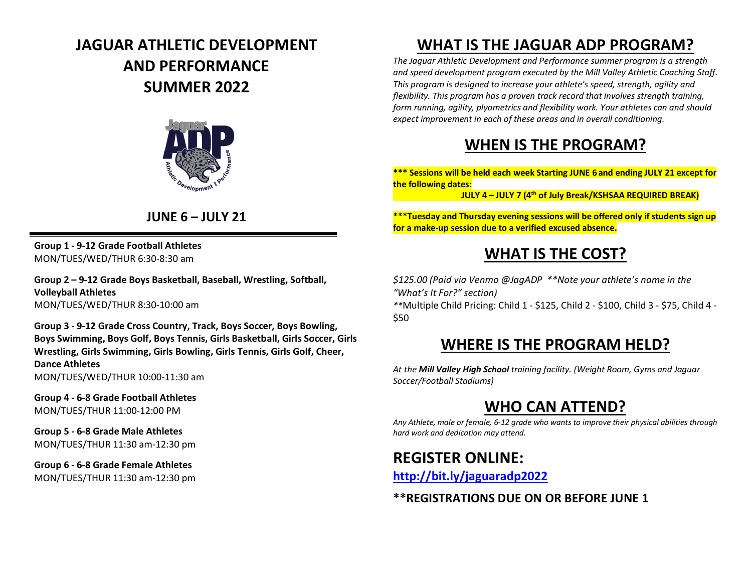# JAGUAR ATHLETIC DEVELOPMENT AND PERFORMANCE SUMMER 2022

## JUNE 6 – JULY 21

**Group 1 - 9-12 Grade Football Athletes**
MON/TUES/WED/THUR 6:30-8:30 am

**Group 2 – 9-12 Grade Boys Basketball, Baseball, Wrestling, Softball, Volleyball Athletes**
MON/TUES/WED/THUR 8:30-10:00 am

**Group 3 - 9-12 Grade Cross Country, Track, Boys Soccer, Boys Bowling, Boys Swimming, Boys Golf, Boys Tennis, Girls Basketball, Girls Soccer, Girls Wrestling, Girls Swimming, Girls Bowling, Girls Tennis, Girls Golf, Cheer, Dance Athletes**
MON/TUES/WED/THUR 10:00-11:30 am

**Group 4 - 6-8 Grade Football Athletes**
MON/TUES/THUR 11:00-12:00 PM

**Group 5 - 6-8 Grade Male Athletes**
MON/TUES/THUR 11:30 am-12:30 pm

**Group 6 - 6-8 Grade Female Athletes**
MON/TUES/THUR 11:30 am-12:30 pm

## WHAT IS THE JAGUAR ADP PROGRAM?

*The Jaguar Athletic Development and Performance summer program is a strength and speed development program executed by the Mill Valley Athletic Coaching Staff. This program is designed to increase your athlete's speed, strength, agility and flexibility. This program has a proven track record that involves strength training, form running, agility, plyometrics and flexibility work. Your athletes can and should expect improvement in each of these areas and in overall conditioning.*

## WHEN IS THE PROGRAM?

**\*\*\* Sessions will be held each week Starting JUNE 6 and ending JULY 21 except for the following dates:**

**JULY 4 – JULY 7 (4th of July Break/KSHSAA REQUIRED BREAK)**

**\*\*\*Tuesday and Thursday evening sessions will be offered only if students sign up for a make-up session due to a verified excused absence.**

## WHAT IS THE COST?

*$125.00 (Paid via Venmo @JagADP \*\*Note your athlete's name in the "What's It For?" section)*

*\*\*Multiple Child Pricing: Child 1 - $125, Child 2 - $100, Child 3 - $75, Child 4 - $50

## WHERE IS THE PROGRAM HELD?

*At the **Mill Valley High School** training facility. (Weight Room, Gyms and Jaguar Soccer/Football Stadiums)*

## WHO CAN ATTEND?

*Any Athlete, male or female, 6-12 grade who wants to improve their physical abilities through hard work and dedication may attend.*

## REGISTER ONLINE:

**http://bit.ly/jaguaradp2022**

**\*\*REGISTRATIONS DUE ON OR BEFORE JUNE 1**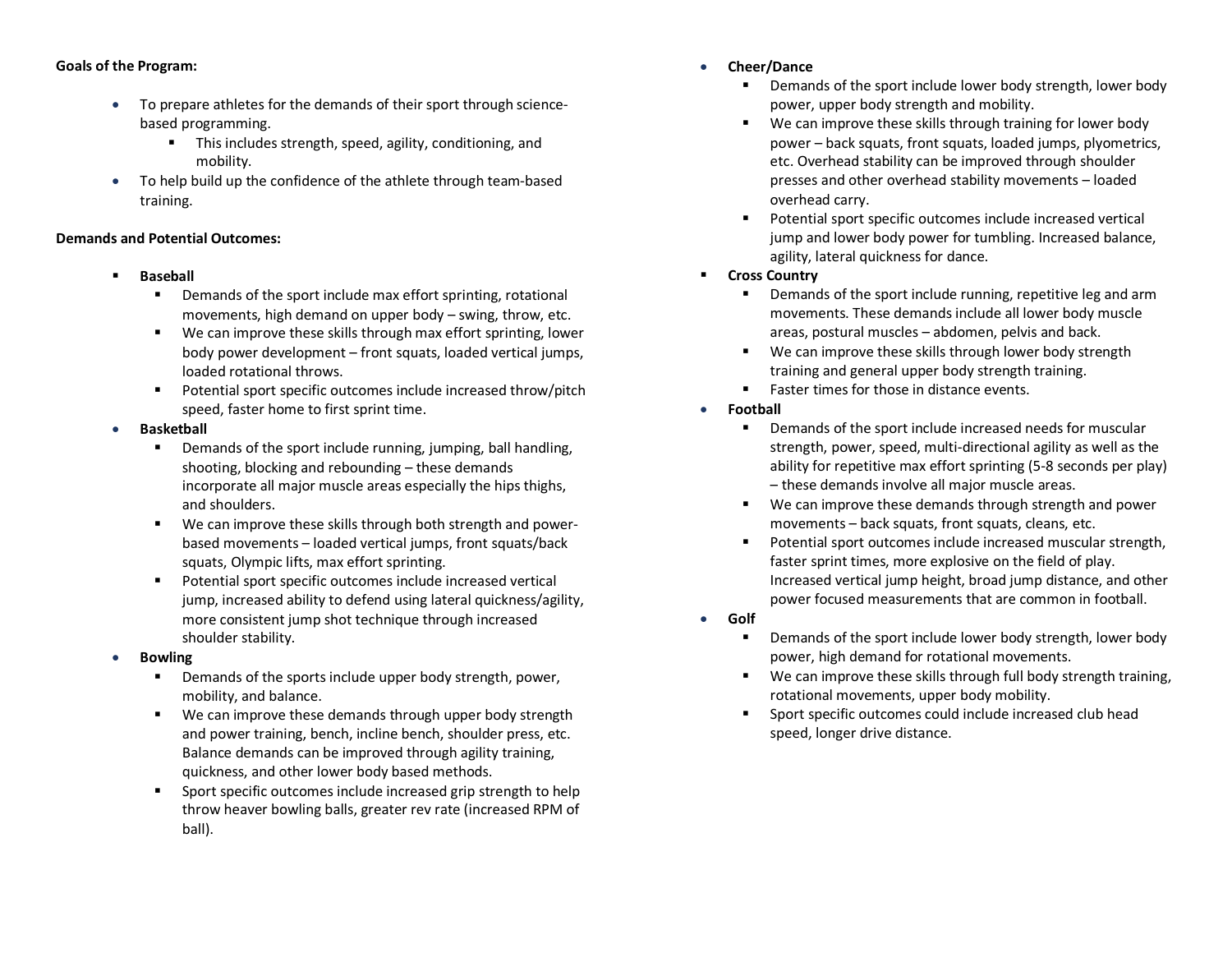**Goals of the Program:**

- To prepare athletes for the demands of their sport through science-based programming.
  - This includes strength, speed, agility, conditioning, and mobility.
- To help build up the confidence of the athlete through team-based training.

**Demands and Potential Outcomes:**

- **Baseball**
  - Demands of the sport include max effort sprinting, rotational movements, high demand on upper body – swing, throw, etc.
  - We can improve these skills through max effort sprinting, lower body power development – front squats, loaded vertical jumps, loaded rotational throws.
  - Potential sport specific outcomes include increased throw/pitch speed, faster home to first sprint time.
- **Basketball**
  - Demands of the sport include running, jumping, ball handling, shooting, blocking and rebounding – these demands incorporate all major muscle areas especially the hips thighs, and shoulders.
  - We can improve these skills through both strength and power-based movements – loaded vertical jumps, front squats/back squats, Olympic lifts, max effort sprinting.
  - Potential sport specific outcomes include increased vertical jump, increased ability to defend using lateral quickness/agility, more consistent jump shot technique through increased shoulder stability.
- **Bowling**
  - Demands of the sports include upper body strength, power, mobility, and balance.
  - We can improve these demands through upper body strength and power training, bench, incline bench, shoulder press, etc. Balance demands can be improved through agility training, quickness, and other lower body based methods.
  - Sport specific outcomes include increased grip strength to help throw heaver bowling balls, greater rev rate (increased RPM of ball).
- **Cheer/Dance**
  - Demands of the sport include lower body strength, lower body power, upper body strength and mobility.
  - We can improve these skills through training for lower body power – back squats, front squats, loaded jumps, plyometrics, etc. Overhead stability can be improved through shoulder presses and other overhead stability movements – loaded overhead carry.
  - Potential sport specific outcomes include increased vertical jump and lower body power for tumbling. Increased balance, agility, lateral quickness for dance.
- **Cross Country**
  - Demands of the sport include running, repetitive leg and arm movements. These demands include all lower body muscle areas, postural muscles – abdomen, pelvis and back.
  - We can improve these skills through lower body strength training and general upper body strength training.
  - Faster times for those in distance events.
- **Football**
  - Demands of the sport include increased needs for muscular strength, power, speed, multi-directional agility as well as the ability for repetitive max effort sprinting (5-8 seconds per play) – these demands involve all major muscle areas.
  - We can improve these demands through strength and power movements – back squats, front squats, cleans, etc.
  - Potential sport outcomes include increased muscular strength, faster sprint times, more explosive on the field of play. Increased vertical jump height, broad jump distance, and other power focused measurements that are common in football.
- **Golf**
  - Demands of the sport include lower body strength, lower body power, high demand for rotational movements.
  - We can improve these skills through full body strength training, rotational movements, upper body mobility.
  - Sport specific outcomes could include increased club head speed, longer drive distance.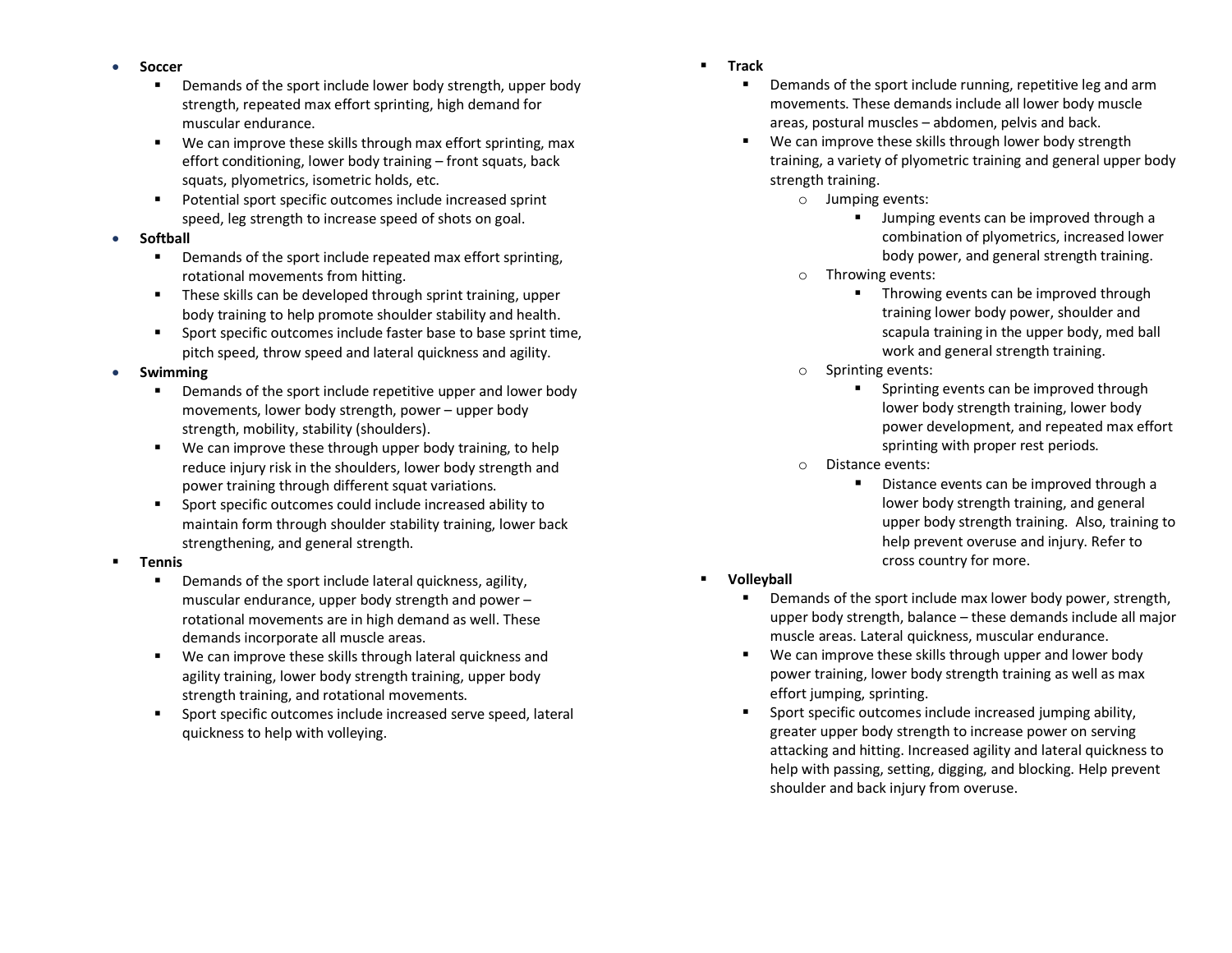- **Soccer**
  - Demands of the sport include lower body strength, upper body strength, repeated max effort sprinting, high demand for muscular endurance.
  - We can improve these skills through max effort sprinting, max effort conditioning, lower body training – front squats, back squats, plyometrics, isometric holds, etc.
  - Potential sport specific outcomes include increased sprint speed, leg strength to increase speed of shots on goal.
- **Softball**
  - Demands of the sport include repeated max effort sprinting, rotational movements from hitting.
  - These skills can be developed through sprint training, upper body training to help promote shoulder stability and health.
  - Sport specific outcomes include faster base to base sprint time, pitch speed, throw speed and lateral quickness and agility.
- **Swimming**
  - Demands of the sport include repetitive upper and lower body movements, lower body strength, power – upper body strength, mobility, stability (shoulders).
  - We can improve these through upper body training, to help reduce injury risk in the shoulders, lower body strength and power training through different squat variations.
  - Sport specific outcomes could include increased ability to maintain form through shoulder stability training, lower back strengthening, and general strength.
- **Tennis**
  - Demands of the sport include lateral quickness, agility, muscular endurance, upper body strength and power – rotational movements are in high demand as well. These demands incorporate all muscle areas.
  - We can improve these skills through lateral quickness and agility training, lower body strength training, upper body strength training, and rotational movements.
  - Sport specific outcomes include increased serve speed, lateral quickness to help with volleying.
- **Track**
  - Demands of the sport include running, repetitive leg and arm movements. These demands include all lower body muscle areas, postural muscles – abdomen, pelvis and back.
  - We can improve these skills through lower body strength training, a variety of plyometric training and general upper body strength training.
    - Jumping events:
      - Jumping events can be improved through a combination of plyometrics, increased lower body power, and general strength training.
    - Throwing events:
      - Throwing events can be improved through training lower body power, shoulder and scapula training in the upper body, med ball work and general strength training.
    - Sprinting events:
      - Sprinting events can be improved through lower body strength training, lower body power development, and repeated max effort sprinting with proper rest periods.
    - Distance events:
      - Distance events can be improved through a lower body strength training, and general upper body strength training. Also, training to help prevent overuse and injury. Refer to cross country for more.
- **Volleyball**
  - Demands of the sport include max lower body power, strength, upper body strength, balance – these demands include all major muscle areas. Lateral quickness, muscular endurance.
  - We can improve these skills through upper and lower body power training, lower body strength training as well as max effort jumping, sprinting.
  - Sport specific outcomes include increased jumping ability, greater upper body strength to increase power on serving attacking and hitting. Increased agility and lateral quickness to help with passing, setting, digging, and blocking. Help prevent shoulder and back injury from overuse.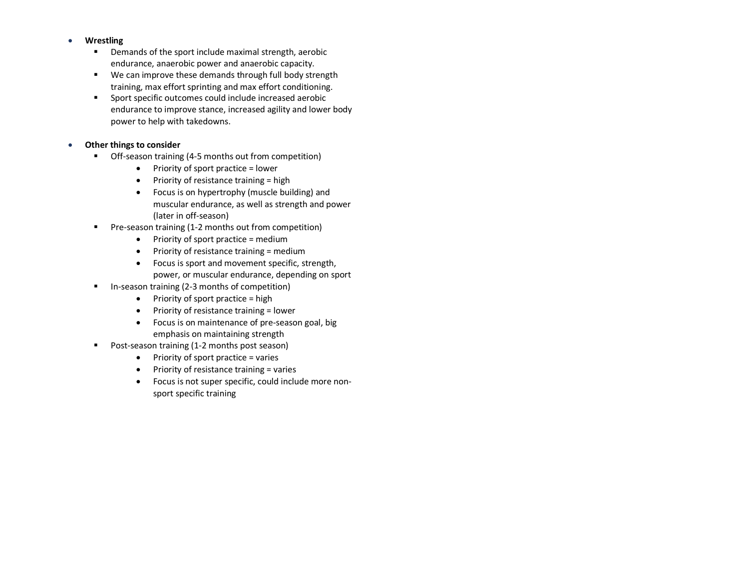- **Wrestling**
  - Demands of the sport include maximal strength, aerobic endurance, anaerobic power and anaerobic capacity.
  - We can improve these demands through full body strength training, max effort sprinting and max effort conditioning.
  - Sport specific outcomes could include increased aerobic endurance to improve stance, increased agility and lower body power to help with takedowns.

- **Other things to consider**
  - Off-season training (4-5 months out from competition)
    - Priority of sport practice = lower
    - Priority of resistance training = high
    - Focus is on hypertrophy (muscle building) and muscular endurance, as well as strength and power (later in off-season)
  - Pre-season training (1-2 months out from competition)
    - Priority of sport practice = medium
    - Priority of resistance training = medium
    - Focus is sport and movement specific, strength, power, or muscular endurance, depending on sport
  - In-season training (2-3 months of competition)
    - Priority of sport practice = high
    - Priority of resistance training = lower
    - Focus is on maintenance of pre-season goal, big emphasis on maintaining strength
  - Post-season training (1-2 months post season)
    - Priority of sport practice = varies
    - Priority of resistance training = varies
    - Focus is not super specific, could include more non-sport specific training